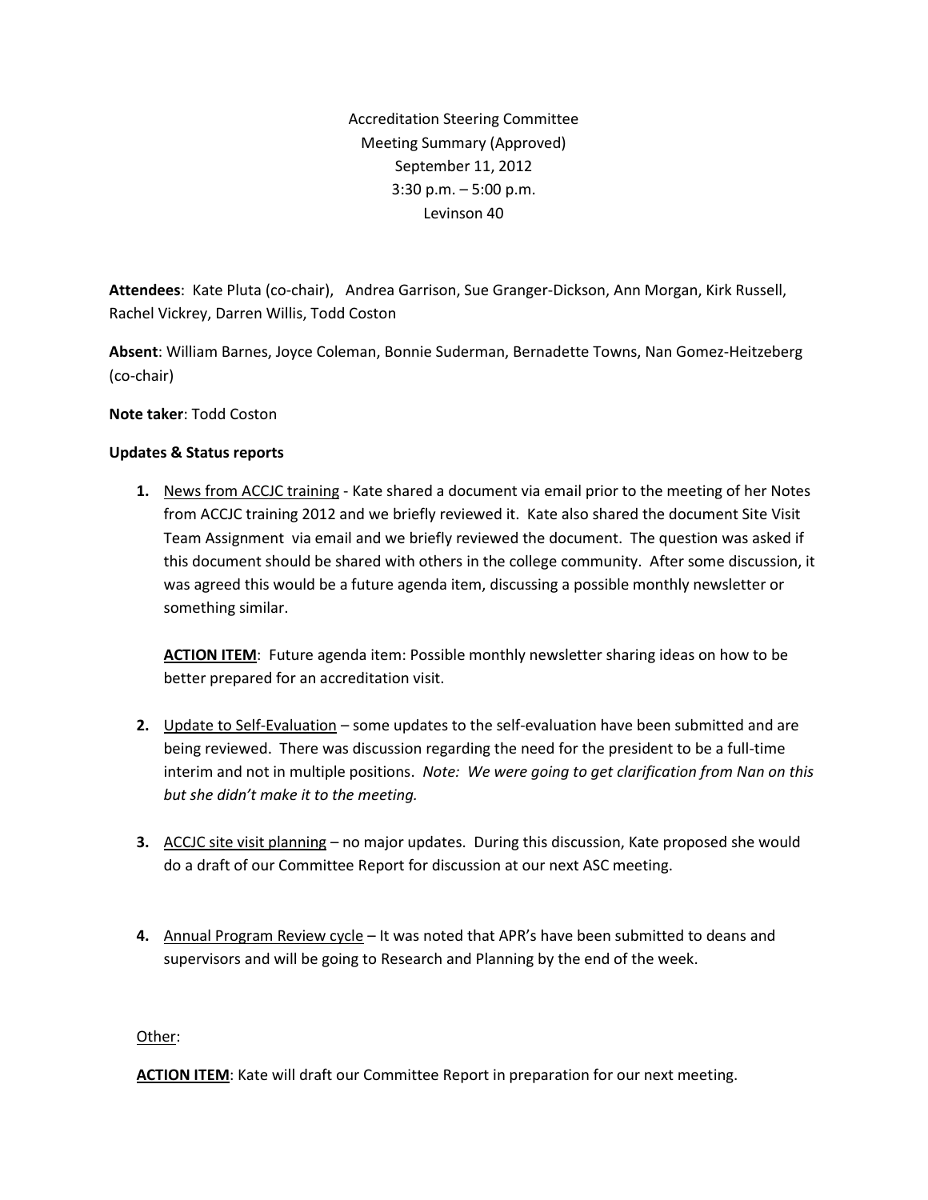# Accreditation Steering Committee
Meeting Summary (Approved)
September 11, 2012
3:30 p.m. – 5:00 p.m.
Levinson 40

**Attendees**: Kate Pluta (co-chair), Andrea Garrison, Sue Granger-Dickson, Ann Morgan, Kirk Russell, Rachel Vickrey, Darren Willis, Todd Coston

**Absent**: William Barnes, Joyce Coleman, Bonnie Suderman, Bernadette Towns, Nan Gomez-Heitzeberg (co-chair)

**Note taker**: Todd Coston

**Updates & Status reports**

1. <u>News from ACCJC training</u> - Kate shared a document via email prior to the meeting of her Notes from ACCJC training 2012 and we briefly reviewed it. Kate also shared the document Site Visit Team Assignment via email and we briefly reviewed the document. The question was asked if this document should be shared with others in the college community. After some discussion, it was agreed this would be a future agenda item, discussing a possible monthly newsletter or something similar.

   **<u>ACTION ITEM</u>**: Future agenda item: Possible monthly newsletter sharing ideas on how to be better prepared for an accreditation visit.

2. <u>Update to Self-Evaluation</u> – some updates to the self-evaluation have been submitted and are being reviewed. There was discussion regarding the need for the president to be a full-time interim and not in multiple positions. *Note: We were going to get clarification from Nan on this but she didn't make it to the meeting.*

3. <u>ACCJC site visit planning</u> – no major updates. During this discussion, Kate proposed she would do a draft of our Committee Report for discussion at our next ASC meeting.

4. <u>Annual Program Review cycle</u> – It was noted that APR's have been submitted to deans and supervisors and will be going to Research and Planning by the end of the week.

<u>Other</u>:

**<u>ACTION ITEM</u>**: Kate will draft our Committee Report in preparation for our next meeting.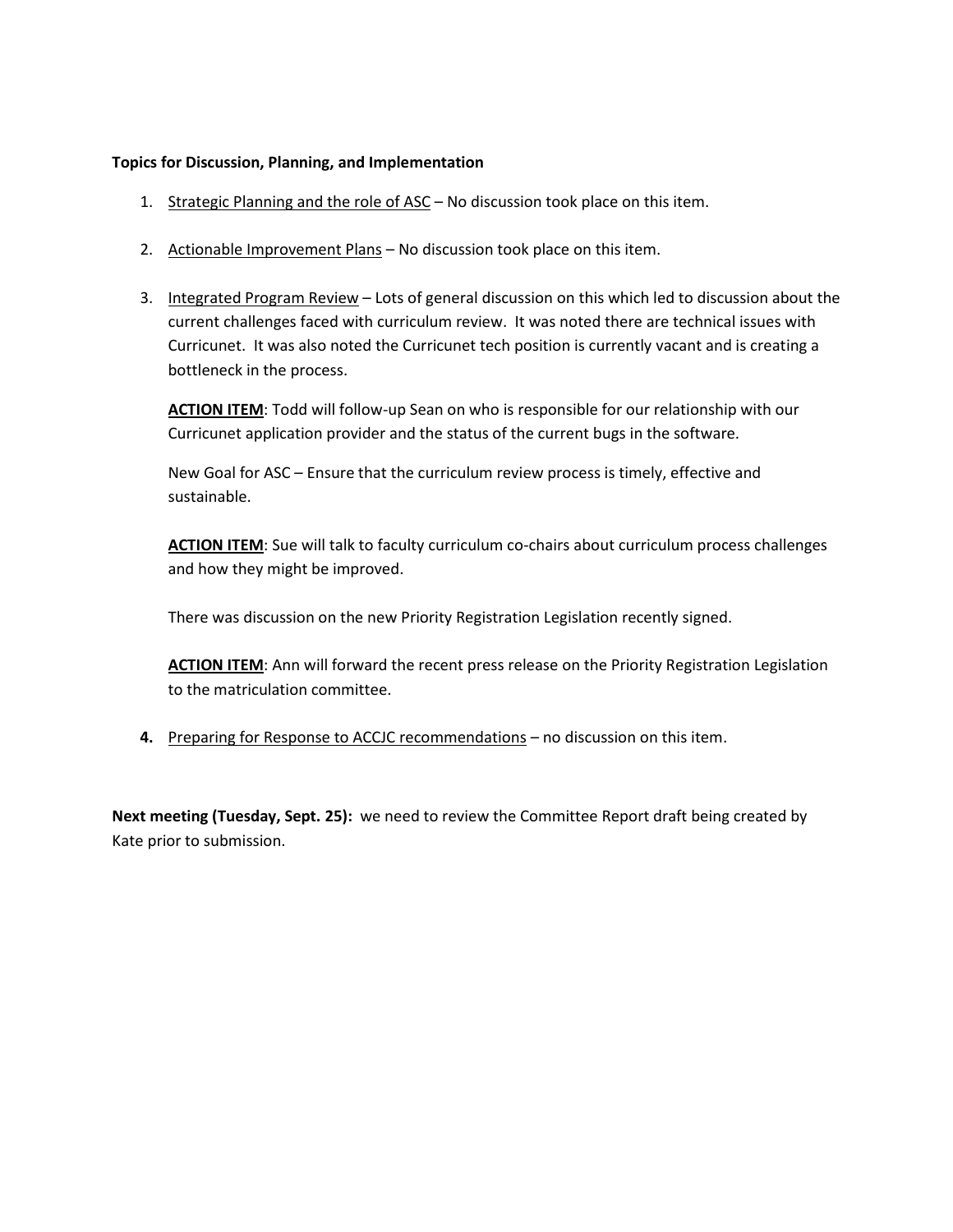**Topics for Discussion, Planning, and Implementation**

1. Strategic Planning and the role of ASC – No discussion took place on this item.

2. Actionable Improvement Plans – No discussion took place on this item.

3. Integrated Program Review – Lots of general discussion on this which led to discussion about the current challenges faced with curriculum review. It was noted there are technical issues with Curricunet. It was also noted the Curricunet tech position is currently vacant and is creating a bottleneck in the process.

   **ACTION ITEM**: Todd will follow-up Sean on who is responsible for our relationship with our Curricunet application provider and the status of the current bugs in the software.

   New Goal for ASC – Ensure that the curriculum review process is timely, effective and sustainable.

   **ACTION ITEM**: Sue will talk to faculty curriculum co-chairs about curriculum process challenges and how they might be improved.

   There was discussion on the new Priority Registration Legislation recently signed.

   **ACTION ITEM**: Ann will forward the recent press release on the Priority Registration Legislation to the matriculation committee.

4. Preparing for Response to ACCJC recommendations – no discussion on this item.

**Next meeting (Tuesday, Sept. 25):** we need to review the Committee Report draft being created by Kate prior to submission.